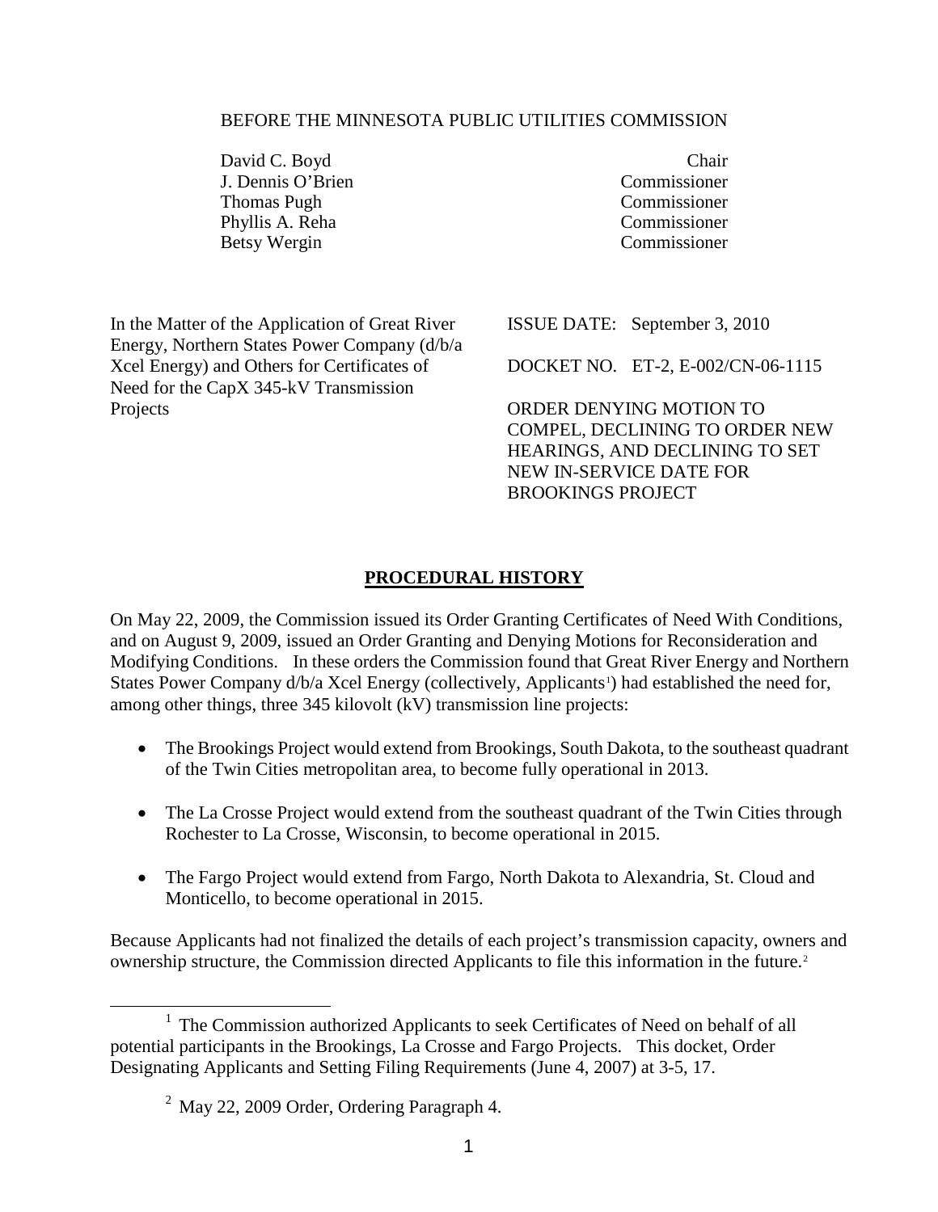BEFORE THE MINNESOTA PUBLIC UTILITIES COMMISSION

| | |
|---|---|
| David C. Boyd | Chair |
| J. Dennis O'Brien | Commissioner |
| Thomas Pugh | Commissioner |
| Phyllis A. Reha | Commissioner |
| Betsy Wergin | Commissioner |

In the Matter of the Application of Great River Energy, Northern States Power Company (d/b/a Xcel Energy) and Others for Certificates of Need for the CapX 345-kV Transmission Projects

ISSUE DATE: September 3, 2010

DOCKET NO. ET-2, E-002/CN-06-1115

ORDER DENYING MOTION TO COMPEL, DECLINING TO ORDER NEW HEARINGS, AND DECLINING TO SET NEW IN-SERVICE DATE FOR BROOKINGS PROJECT

## PROCEDURAL HISTORY

On May 22, 2009, the Commission issued its Order Granting Certificates of Need With Conditions, and on August 9, 2009, issued an Order Granting and Denying Motions for Reconsideration and Modifying Conditions. In these orders the Commission found that Great River Energy and Northern States Power Company d/b/a Xcel Energy (collectively, Applicants[1]) had established the need for, among other things, three 345 kilovolt (kV) transmission line projects:

- The Brookings Project would extend from Brookings, South Dakota, to the southeast quadrant of the Twin Cities metropolitan area, to become fully operational in 2013.
- The La Crosse Project would extend from the southeast quadrant of the Twin Cities through Rochester to La Crosse, Wisconsin, to become operational in 2015.
- The Fargo Project would extend from Fargo, North Dakota to Alexandria, St. Cloud and Monticello, to become operational in 2015.

Because Applicants had not finalized the details of each project's transmission capacity, owners and ownership structure, the Commission directed Applicants to file this information in the future.[2]

---

[1] The Commission authorized Applicants to seek Certificates of Need on behalf of all potential participants in the Brookings, La Crosse and Fargo Projects. This docket, Order Designating Applicants and Setting Filing Requirements (June 4, 2007) at 3-5, 17.

[2] May 22, 2009 Order, Ordering Paragraph 4.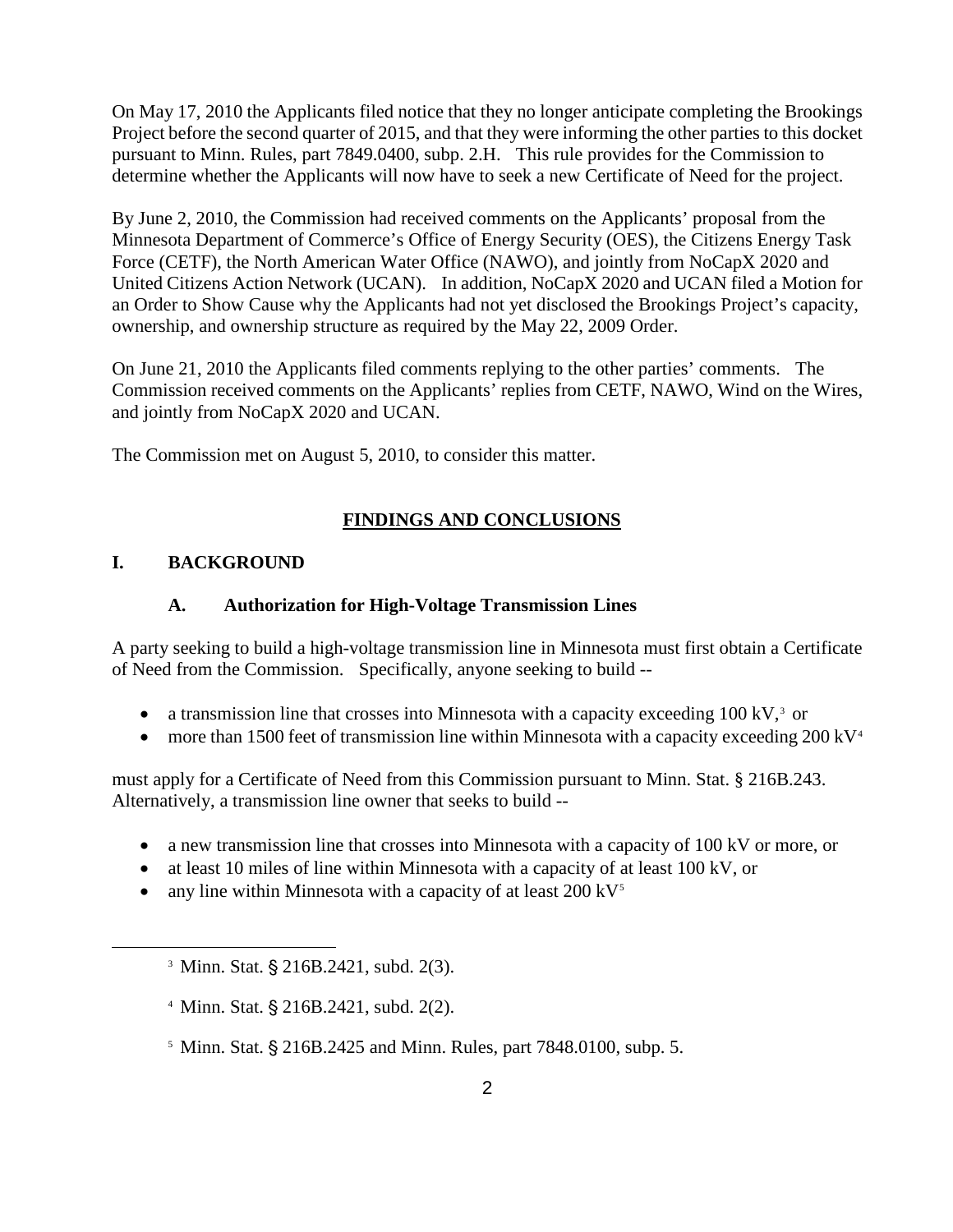On May 17, 2010 the Applicants filed notice that they no longer anticipate completing the Brookings Project before the second quarter of 2015, and that they were informing the other parties to this docket pursuant to Minn. Rules, part 7849.0400, subp. 2.H. This rule provides for the Commission to determine whether the Applicants will now have to seek a new Certificate of Need for the project.

By June 2, 2010, the Commission had received comments on the Applicants' proposal from the Minnesota Department of Commerce's Office of Energy Security (OES), the Citizens Energy Task Force (CETF), the North American Water Office (NAWO), and jointly from NoCapX 2020 and United Citizens Action Network (UCAN). In addition, NoCapX 2020 and UCAN filed a Motion for an Order to Show Cause why the Applicants had not yet disclosed the Brookings Project's capacity, ownership, and ownership structure as required by the May 22, 2009 Order.

On June 21, 2010 the Applicants filed comments replying to the other parties' comments. The Commission received comments on the Applicants' replies from CETF, NAWO, Wind on the Wires, and jointly from NoCapX 2020 and UCAN.

The Commission met on August 5, 2010, to consider this matter.

## FINDINGS AND CONCLUSIONS

### I. BACKGROUND

#### A. Authorization for High-Voltage Transmission Lines

A party seeking to build a high-voltage transmission line in Minnesota must first obtain a Certificate of Need from the Commission. Specifically, anyone seeking to build --

- a transmission line that crosses into Minnesota with a capacity exceeding 100 kV,[3] or
- more than 1500 feet of transmission line within Minnesota with a capacity exceeding 200 kV[4]

must apply for a Certificate of Need from this Commission pursuant to Minn. Stat. § 216B.243. Alternatively, a transmission line owner that seeks to build --

- a new transmission line that crosses into Minnesota with a capacity of 100 kV or more, or
- at least 10 miles of line within Minnesota with a capacity of at least 100 kV, or
- any line within Minnesota with a capacity of at least 200 kV[5]

---

[3] Minn. Stat. § 216B.2421, subd. 2(3).

[4] Minn. Stat. § 216B.2421, subd. 2(2).

[5] Minn. Stat. § 216B.2425 and Minn. Rules, part 7848.0100, subp. 5.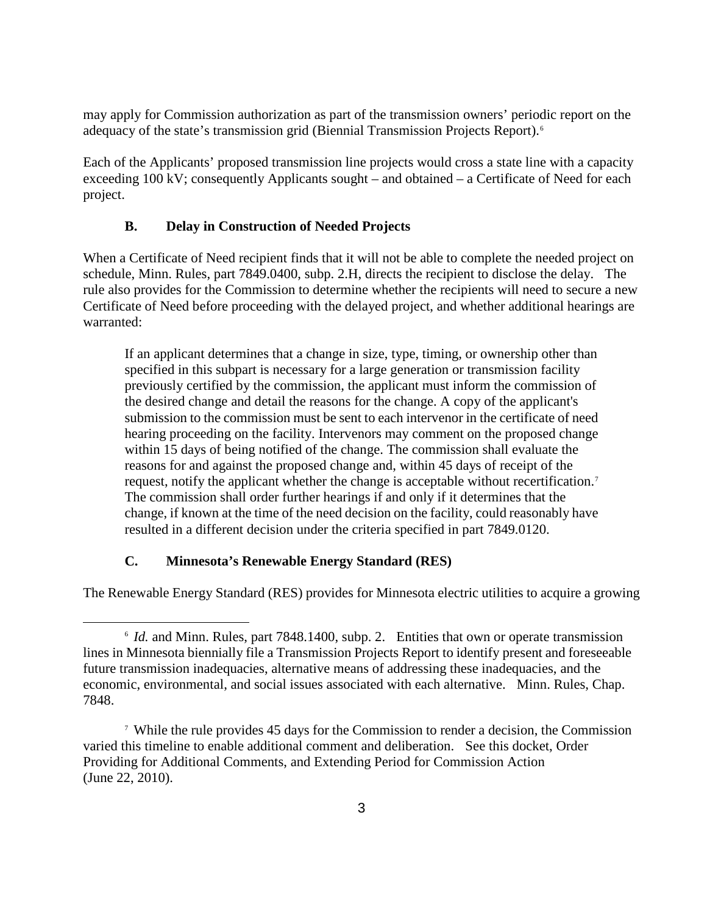may apply for Commission authorization as part of the transmission owners' periodic report on the adequacy of the state's transmission grid (Biennial Transmission Projects Report).[6]

Each of the Applicants' proposed transmission line projects would cross a state line with a capacity exceeding 100 kV; consequently Applicants sought – and obtained – a Certificate of Need for each project.

### B. Delay in Construction of Needed Projects

When a Certificate of Need recipient finds that it will not be able to complete the needed project on schedule, Minn. Rules, part 7849.0400, subp. 2.H, directs the recipient to disclose the delay. The rule also provides for the Commission to determine whether the recipients will need to secure a new Certificate of Need before proceeding with the delayed project, and whether additional hearings are warranted:

> If an applicant determines that a change in size, type, timing, or ownership other than specified in this subpart is necessary for a large generation or transmission facility previously certified by the commission, the applicant must inform the commission of the desired change and detail the reasons for the change. A copy of the applicant's submission to the commission must be sent to each intervenor in the certificate of need hearing proceeding on the facility. Intervenors may comment on the proposed change within 15 days of being notified of the change. The commission shall evaluate the reasons for and against the proposed change and, within 45 days of receipt of the request, notify the applicant whether the change is acceptable without recertification.[7] The commission shall order further hearings if and only if it determines that the change, if known at the time of the need decision on the facility, could reasonably have resulted in a different decision under the criteria specified in part 7849.0120.

### C. Minnesota's Renewable Energy Standard (RES)

The Renewable Energy Standard (RES) provides for Minnesota electric utilities to acquire a growing

---

[6] *Id.* and Minn. Rules, part 7848.1400, subp. 2. Entities that own or operate transmission lines in Minnesota biennially file a Transmission Projects Report to identify present and foreseeable future transmission inadequacies, alternative means of addressing these inadequacies, and the economic, environmental, and social issues associated with each alternative. Minn. Rules, Chap. 7848.

[7] While the rule provides 45 days for the Commission to render a decision, the Commission varied this timeline to enable additional comment and deliberation. See this docket, Order Providing for Additional Comments, and Extending Period for Commission Action (June 22, 2010).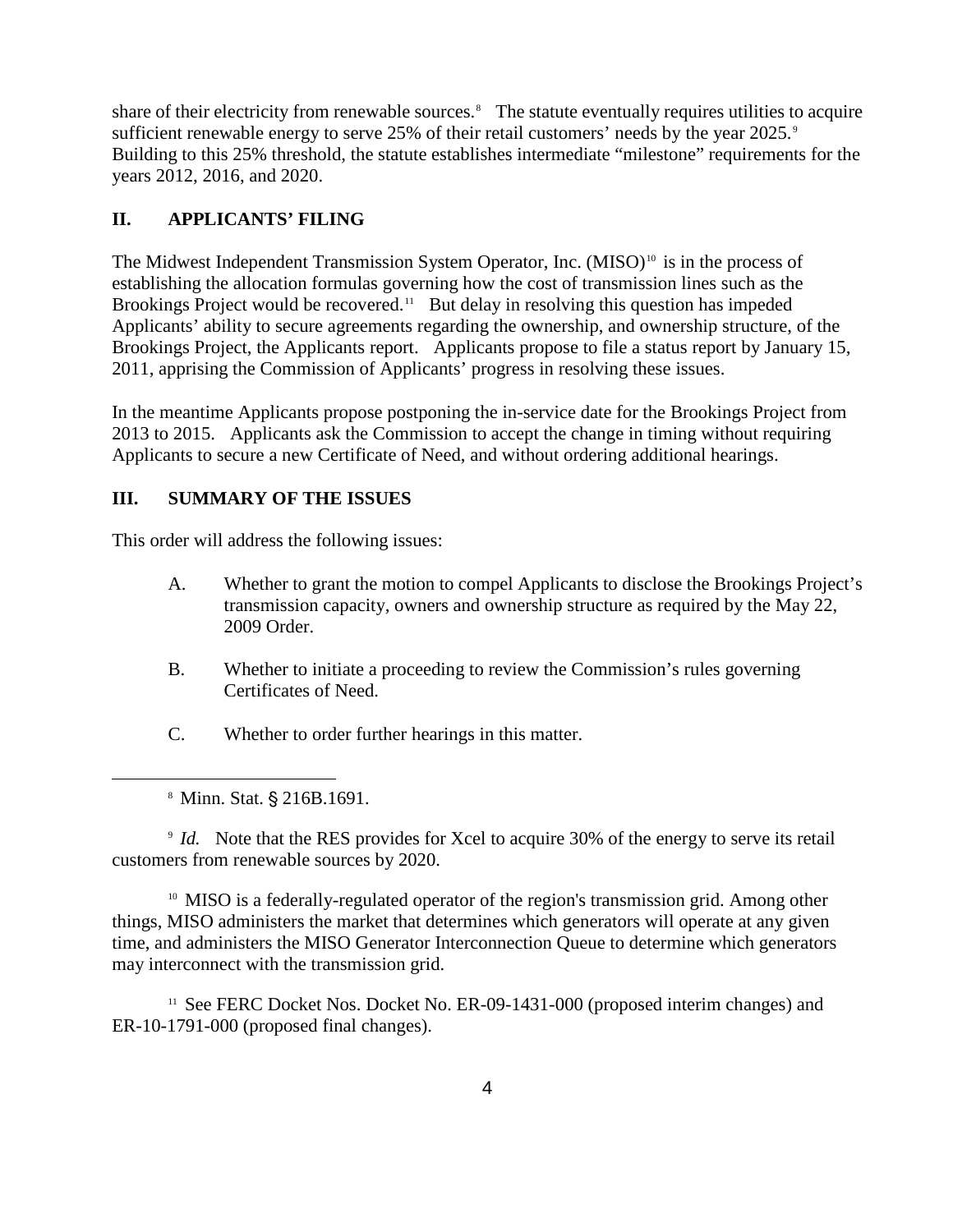share of their electricity from renewable sources.[8] The statute eventually requires utilities to acquire sufficient renewable energy to serve 25% of their retail customers' needs by the year 2025.[9] Building to this 25% threshold, the statute establishes intermediate "milestone" requirements for the years 2012, 2016, and 2020.

## II. APPLICANTS' FILING

The Midwest Independent Transmission System Operator, Inc. (MISO)[10] is in the process of establishing the allocation formulas governing how the cost of transmission lines such as the Brookings Project would be recovered.[11] But delay in resolving this question has impeded Applicants' ability to secure agreements regarding the ownership, and ownership structure, of the Brookings Project, the Applicants report. Applicants propose to file a status report by January 15, 2011, apprising the Commission of Applicants' progress in resolving these issues.

In the meantime Applicants propose postponing the in-service date for the Brookings Project from 2013 to 2015. Applicants ask the Commission to accept the change in timing without requiring Applicants to secure a new Certificate of Need, and without ordering additional hearings.

## III. SUMMARY OF THE ISSUES

This order will address the following issues:

A. Whether to grant the motion to compel Applicants to disclose the Brookings Project's transmission capacity, owners and ownership structure as required by the May 22, 2009 Order.

B. Whether to initiate a proceeding to review the Commission's rules governing Certificates of Need.

C. Whether to order further hearings in this matter.

---

[8] Minn. Stat. § 216B.1691.

[9] *Id.* Note that the RES provides for Xcel to acquire 30% of the energy to serve its retail customers from renewable sources by 2020.

[10] MISO is a federally-regulated operator of the region's transmission grid. Among other things, MISO administers the market that determines which generators will operate at any given time, and administers the MISO Generator Interconnection Queue to determine which generators may interconnect with the transmission grid.

[11] See FERC Docket Nos. Docket No. ER-09-1431-000 (proposed interim changes) and ER-10-1791-000 (proposed final changes).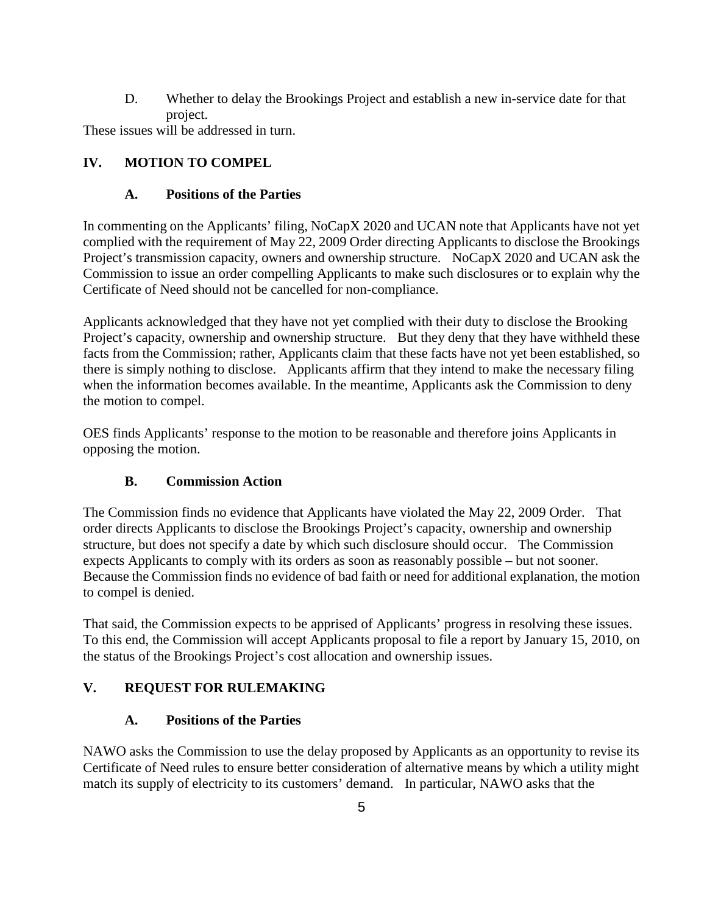D. Whether to delay the Brookings Project and establish a new in-service date for that project.

These issues will be addressed in turn.

## IV. MOTION TO COMPEL

### A. Positions of the Parties

In commenting on the Applicants' filing, NoCapX 2020 and UCAN note that Applicants have not yet complied with the requirement of May 22, 2009 Order directing Applicants to disclose the Brookings Project's transmission capacity, owners and ownership structure. NoCapX 2020 and UCAN ask the Commission to issue an order compelling Applicants to make such disclosures or to explain why the Certificate of Need should not be cancelled for non-compliance.

Applicants acknowledged that they have not yet complied with their duty to disclose the Brooking Project's capacity, ownership and ownership structure. But they deny that they have withheld these facts from the Commission; rather, Applicants claim that these facts have not yet been established, so there is simply nothing to disclose. Applicants affirm that they intend to make the necessary filing when the information becomes available. In the meantime, Applicants ask the Commission to deny the motion to compel.

OES finds Applicants' response to the motion to be reasonable and therefore joins Applicants in opposing the motion.

### B. Commission Action

The Commission finds no evidence that Applicants have violated the May 22, 2009 Order. That order directs Applicants to disclose the Brookings Project's capacity, ownership and ownership structure, but does not specify a date by which such disclosure should occur. The Commission expects Applicants to comply with its orders as soon as reasonably possible – but not sooner. Because the Commission finds no evidence of bad faith or need for additional explanation, the motion to compel is denied.

That said, the Commission expects to be apprised of Applicants' progress in resolving these issues. To this end, the Commission will accept Applicants proposal to file a report by January 15, 2010, on the status of the Brookings Project's cost allocation and ownership issues.

## V. REQUEST FOR RULEMAKING

### A. Positions of the Parties

NAWO asks the Commission to use the delay proposed by Applicants as an opportunity to revise its Certificate of Need rules to ensure better consideration of alternative means by which a utility might match its supply of electricity to its customers' demand. In particular, NAWO asks that the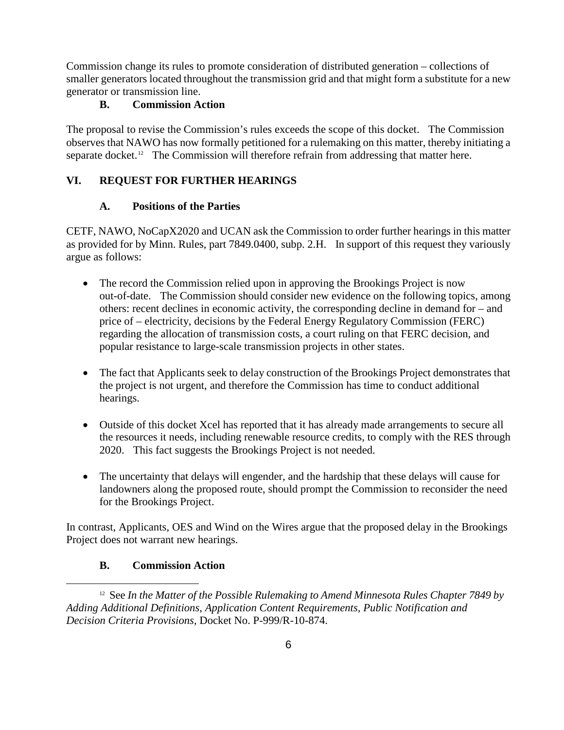Commission change its rules to promote consideration of distributed generation – collections of smaller generators located throughout the transmission grid and that might form a substitute for a new generator or transmission line.

### B. Commission Action

The proposal to revise the Commission's rules exceeds the scope of this docket. The Commission observes that NAWO has now formally petitioned for a rulemaking on this matter, thereby initiating a separate docket.[12] The Commission will therefore refrain from addressing that matter here.

## VI. REQUEST FOR FURTHER HEARINGS

### A. Positions of the Parties

CETF, NAWO, NoCapX2020 and UCAN ask the Commission to order further hearings in this matter as provided for by Minn. Rules, part 7849.0400, subp. 2.H. In support of this request they variously argue as follows:

- The record the Commission relied upon in approving the Brookings Project is now out-of-date. The Commission should consider new evidence on the following topics, among others: recent declines in economic activity, the corresponding decline in demand for – and price of – electricity, decisions by the Federal Energy Regulatory Commission (FERC) regarding the allocation of transmission costs, a court ruling on that FERC decision, and popular resistance to large-scale transmission projects in other states.

- The fact that Applicants seek to delay construction of the Brookings Project demonstrates that the project is not urgent, and therefore the Commission has time to conduct additional hearings.

- Outside of this docket Xcel has reported that it has already made arrangements to secure all the resources it needs, including renewable resource credits, to comply with the RES through 2020. This fact suggests the Brookings Project is not needed.

- The uncertainty that delays will engender, and the hardship that these delays will cause for landowners along the proposed route, should prompt the Commission to reconsider the need for the Brookings Project.

In contrast, Applicants, OES and Wind on the Wires argue that the proposed delay in the Brookings Project does not warrant new hearings.

### B. Commission Action

---

[12] See *In the Matter of the Possible Rulemaking to Amend Minnesota Rules Chapter 7849 by Adding Additional Definitions, Application Content Requirements, Public Notification and Decision Criteria Provisions*, Docket No. P-999/R-10-874.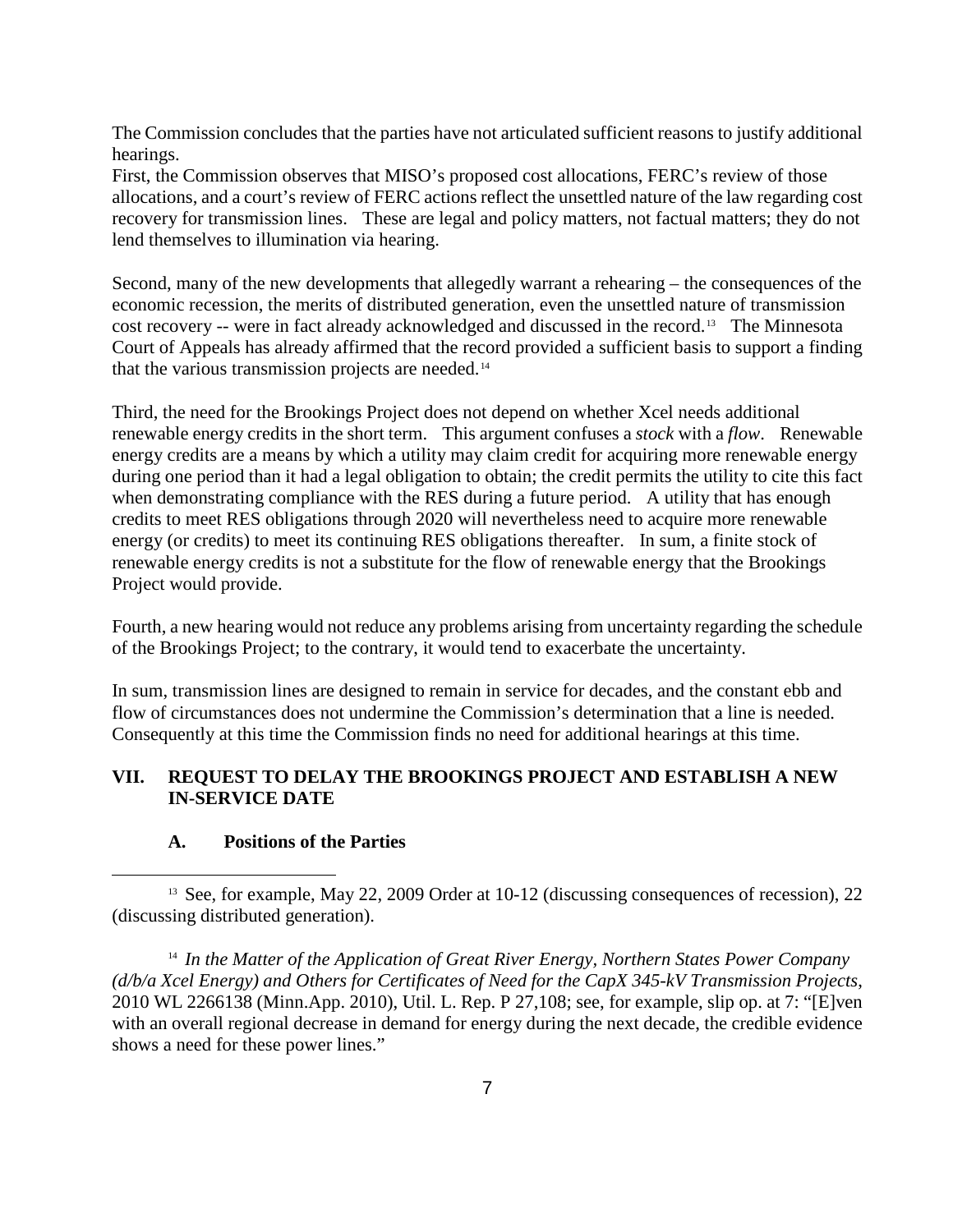The Commission concludes that the parties have not articulated sufficient reasons to justify additional hearings.

First, the Commission observes that MISO's proposed cost allocations, FERC's review of those allocations, and a court's review of FERC actions reflect the unsettled nature of the law regarding cost recovery for transmission lines. These are legal and policy matters, not factual matters; they do not lend themselves to illumination via hearing.

Second, many of the new developments that allegedly warrant a rehearing – the consequences of the economic recession, the merits of distributed generation, even the unsettled nature of transmission cost recovery -- were in fact already acknowledged and discussed in the record.[13] The Minnesota Court of Appeals has already affirmed that the record provided a sufficient basis to support a finding that the various transmission projects are needed.[14]

Third, the need for the Brookings Project does not depend on whether Xcel needs additional renewable energy credits in the short term. This argument confuses a *stock* with a *flow*. Renewable energy credits are a means by which a utility may claim credit for acquiring more renewable energy during one period than it had a legal obligation to obtain; the credit permits the utility to cite this fact when demonstrating compliance with the RES during a future period. A utility that has enough credits to meet RES obligations through 2020 will nevertheless need to acquire more renewable energy (or credits) to meet its continuing RES obligations thereafter. In sum, a finite stock of renewable energy credits is not a substitute for the flow of renewable energy that the Brookings Project would provide.

Fourth, a new hearing would not reduce any problems arising from uncertainty regarding the schedule of the Brookings Project; to the contrary, it would tend to exacerbate the uncertainty.

In sum, transmission lines are designed to remain in service for decades, and the constant ebb and flow of circumstances does not undermine the Commission's determination that a line is needed. Consequently at this time the Commission finds no need for additional hearings at this time.

## VII. REQUEST TO DELAY THE BROOKINGS PROJECT AND ESTABLISH A NEW IN-SERVICE DATE

### A. Positions of the Parties

---

[13] See, for example, May 22, 2009 Order at 10-12 (discussing consequences of recession), 22 (discussing distributed generation).

[14] *In the Matter of the Application of Great River Energy, Northern States Power Company (d/b/a Xcel Energy) and Others for Certificates of Need for the CapX 345-kV Transmission Projects*, 2010 WL 2266138 (Minn.App. 2010), Util. L. Rep. P 27,108; see, for example, slip op. at 7: "[E]ven with an overall regional decrease in demand for energy during the next decade, the credible evidence shows a need for these power lines."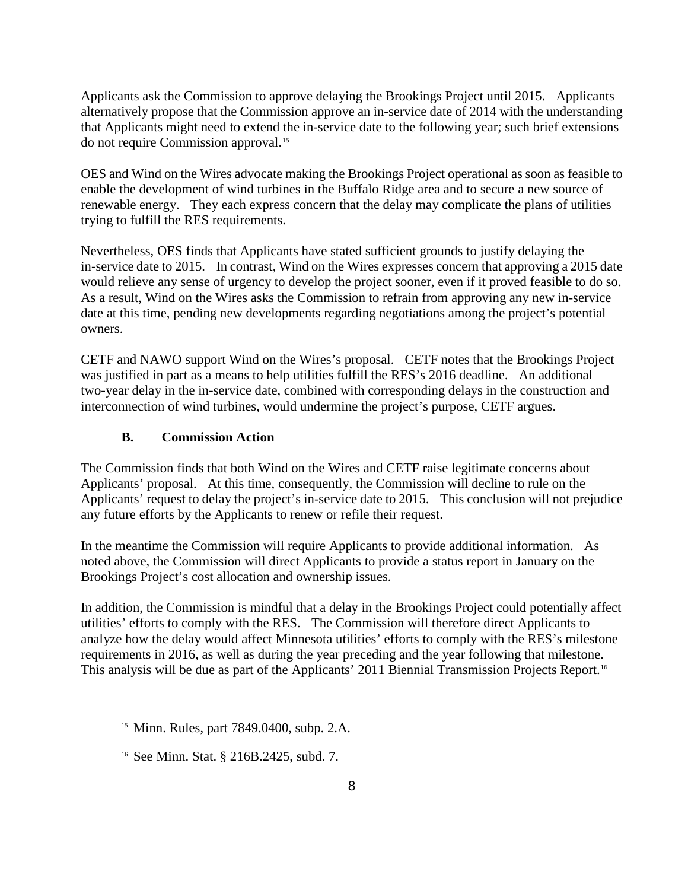Applicants ask the Commission to approve delaying the Brookings Project until 2015. Applicants alternatively propose that the Commission approve an in-service date of 2014 with the understanding that Applicants might need to extend the in-service date to the following year; such brief extensions do not require Commission approval.[15]

OES and Wind on the Wires advocate making the Brookings Project operational as soon as feasible to enable the development of wind turbines in the Buffalo Ridge area and to secure a new source of renewable energy. They each express concern that the delay may complicate the plans of utilities trying to fulfill the RES requirements.

Nevertheless, OES finds that Applicants have stated sufficient grounds to justify delaying the in-service date to 2015. In contrast, Wind on the Wires expresses concern that approving a 2015 date would relieve any sense of urgency to develop the project sooner, even if it proved feasible to do so. As a result, Wind on the Wires asks the Commission to refrain from approving any new in-service date at this time, pending new developments regarding negotiations among the project's potential owners.

CETF and NAWO support Wind on the Wires's proposal. CETF notes that the Brookings Project was justified in part as a means to help utilities fulfill the RES's 2016 deadline. An additional two-year delay in the in-service date, combined with corresponding delays in the construction and interconnection of wind turbines, would undermine the project's purpose, CETF argues.

### B. Commission Action

The Commission finds that both Wind on the Wires and CETF raise legitimate concerns about Applicants' proposal. At this time, consequently, the Commission will decline to rule on the Applicants' request to delay the project's in-service date to 2015. This conclusion will not prejudice any future efforts by the Applicants to renew or refile their request.

In the meantime the Commission will require Applicants to provide additional information. As noted above, the Commission will direct Applicants to provide a status report in January on the Brookings Project's cost allocation and ownership issues.

In addition, the Commission is mindful that a delay in the Brookings Project could potentially affect utilities' efforts to comply with the RES. The Commission will therefore direct Applicants to analyze how the delay would affect Minnesota utilities' efforts to comply with the RES's milestone requirements in 2016, as well as during the year preceding and the year following that milestone. This analysis will be due as part of the Applicants' 2011 Biennial Transmission Projects Report.[16]

---

[15] Minn. Rules, part 7849.0400, subp. 2.A.

[16] See Minn. Stat. § 216B.2425, subd. 7.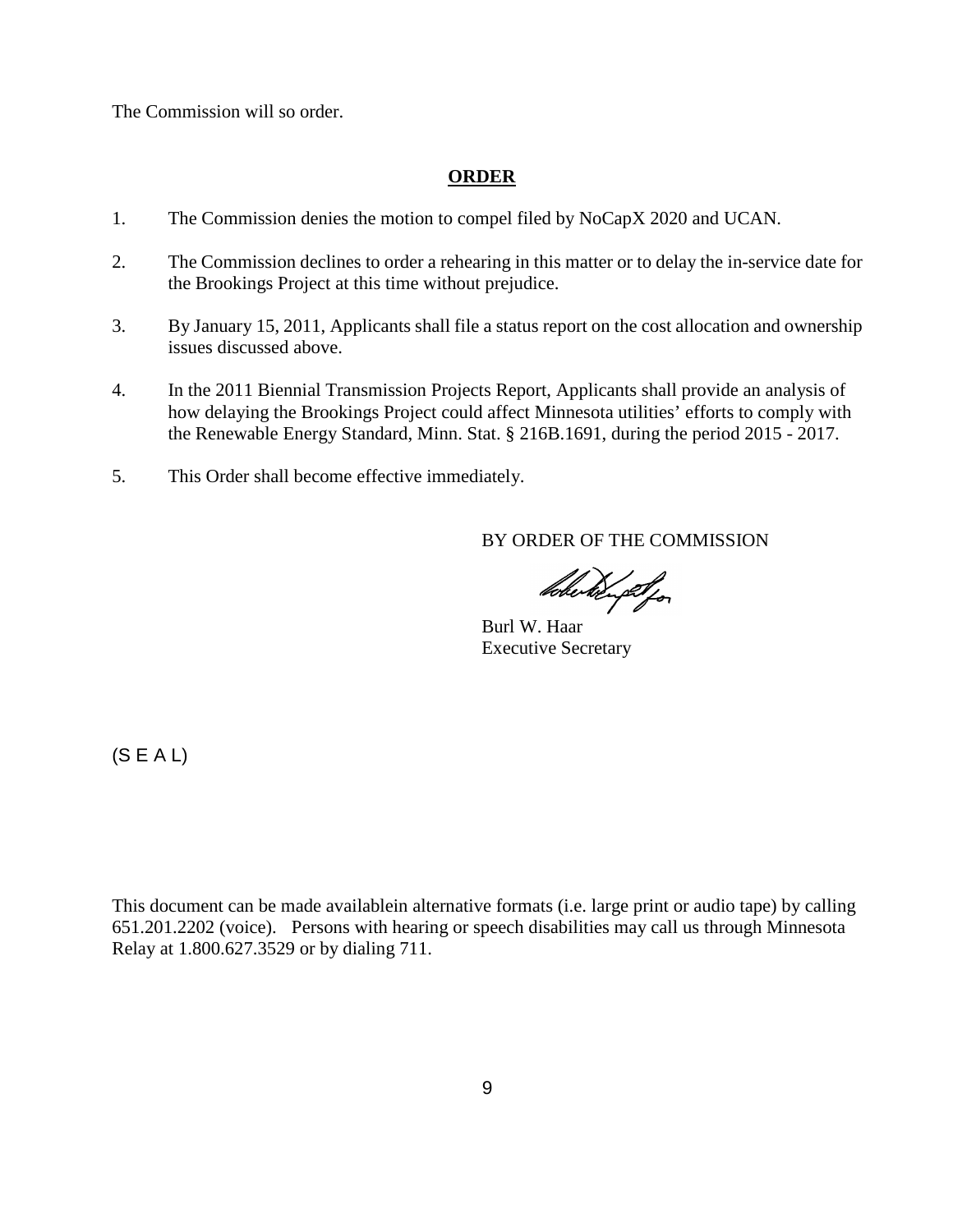The Commission will so order.

## ORDER

1. The Commission denies the motion to compel filed by NoCapX 2020 and UCAN.

2. The Commission declines to order a rehearing in this matter or to delay the in-service date for the Brookings Project at this time without prejudice.

3. By January 15, 2011, Applicants shall file a status report on the cost allocation and ownership issues discussed above.

4. In the 2011 Biennial Transmission Projects Report, Applicants shall provide an analysis of how delaying the Brookings Project could affect Minnesota utilities' efforts to comply with the Renewable Energy Standard, Minn. Stat. § 216B.1691, during the period 2015 - 2017.

5. This Order shall become effective immediately.

BY ORDER OF THE COMMISSION

Burl W. Haar
Executive Secretary

(S E A L)

This document can be made availablein alternative formats (i.e. large print or audio tape) by calling 651.201.2202 (voice). Persons with hearing or speech disabilities may call us through Minnesota Relay at 1.800.627.3529 or by dialing 711.